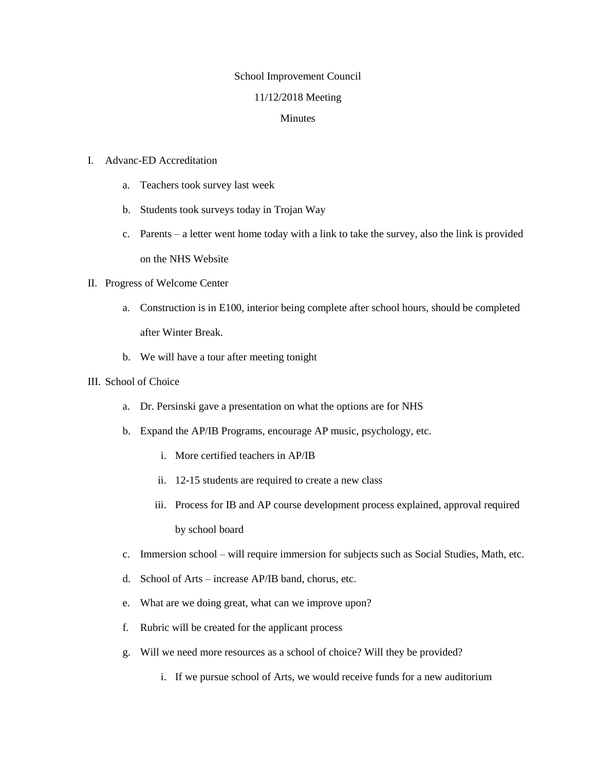School Improvement Council

11/12/2018 Meeting

Minutes

I. Advanc-ED Accreditation
   a. Teachers took survey last week
   b. Students took surveys today in Trojan Way
   c. Parents – a letter went home today with a link to take the survey, also the link is provided on the NHS Website
II. Progress of Welcome Center
   a. Construction is in E100, interior being complete after school hours, should be completed after Winter Break.
   b. We will have a tour after meeting tonight
III. School of Choice
   a. Dr. Persinski gave a presentation on what the options are for NHS
   b. Expand the AP/IB Programs, encourage AP music, psychology, etc.
      i. More certified teachers in AP/IB
      ii. 12-15 students are required to create a new class
      iii. Process for IB and AP course development process explained, approval required by school board
   c. Immersion school – will require immersion for subjects such as Social Studies, Math, etc.
   d. School of Arts – increase AP/IB band, chorus, etc.
   e. What are we doing great, what can we improve upon?
   f. Rubric will be created for the applicant process
   g. Will we need more resources as a school of choice? Will they be provided?
      i. If we pursue school of Arts, we would receive funds for a new auditorium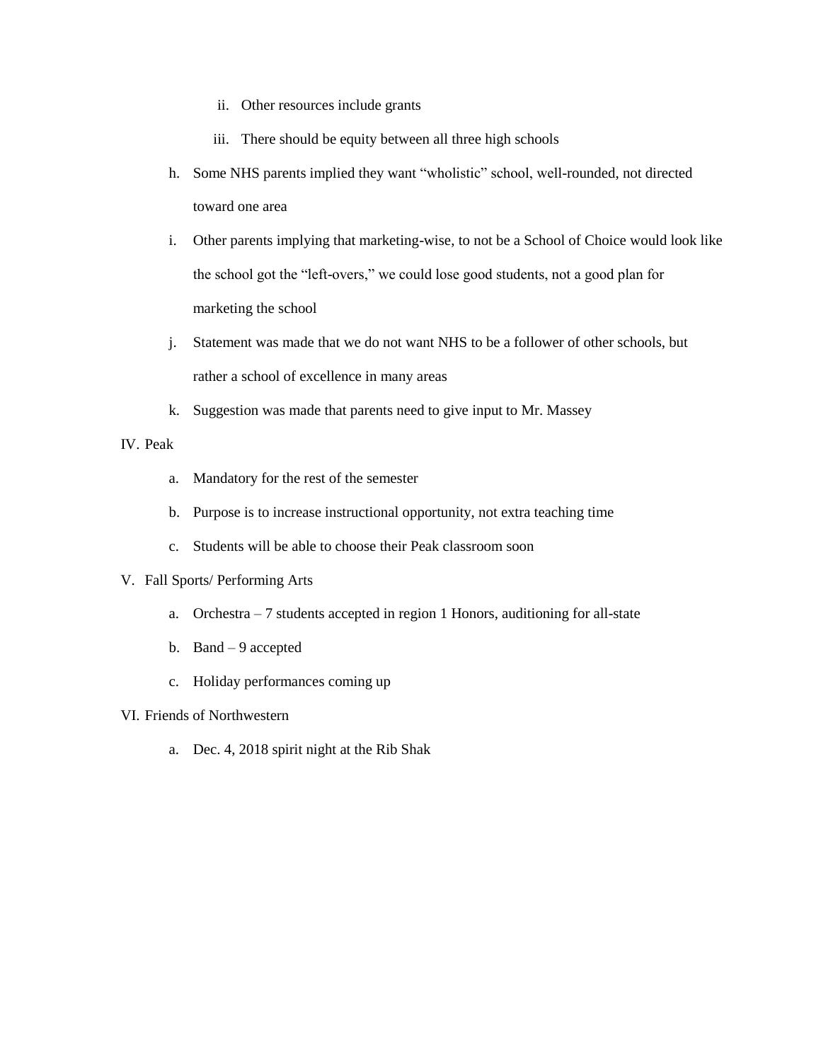ii. Other resources include grants

  iii. There should be equity between all three high schools

h. Some NHS parents implied they want "wholistic" school, well-rounded, not directed toward one area

i. Other parents implying that marketing-wise, to not be a School of Choice would look like the school got the "left-overs," we could lose good students, not a good plan for marketing the school

j. Statement was made that we do not want NHS to be a follower of other schools, but rather a school of excellence in many areas

k. Suggestion was made that parents need to give input to Mr. Massey

IV. Peak

  a. Mandatory for the rest of the semester

  b. Purpose is to increase instructional opportunity, not extra teaching time

  c. Students will be able to choose their Peak classroom soon

V. Fall Sports/ Performing Arts

  a. Orchestra – 7 students accepted in region 1 Honors, auditioning for all-state

  b. Band – 9 accepted

  c. Holiday performances coming up

VI. Friends of Northwestern

  a. Dec. 4, 2018 spirit night at the Rib Shak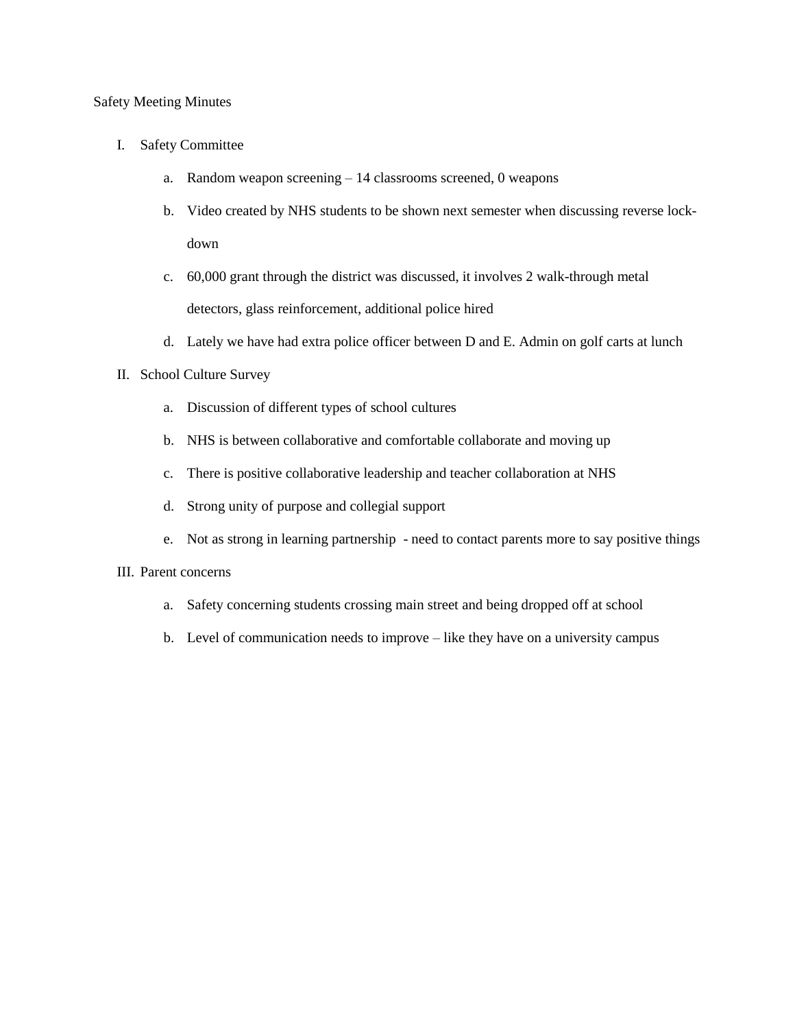Safety Meeting Minutes

I. Safety Committee

   a. Random weapon screening – 14 classrooms screened, 0 weapons

   b. Video created by NHS students to be shown next semester when discussing reverse lock-down

   c. 60,000 grant through the district was discussed, it involves 2 walk-through metal detectors, glass reinforcement, additional police hired

   d. Lately we have had extra police officer between D and E. Admin on golf carts at lunch

II. School Culture Survey

   a. Discussion of different types of school cultures

   b. NHS is between collaborative and comfortable collaborate and moving up

   c. There is positive collaborative leadership and teacher collaboration at NHS

   d. Strong unity of purpose and collegial support

   e. Not as strong in learning partnership - need to contact parents more to say positive things

III. Parent concerns

   a. Safety concerning students crossing main street and being dropped off at school

   b. Level of communication needs to improve – like they have on a university campus